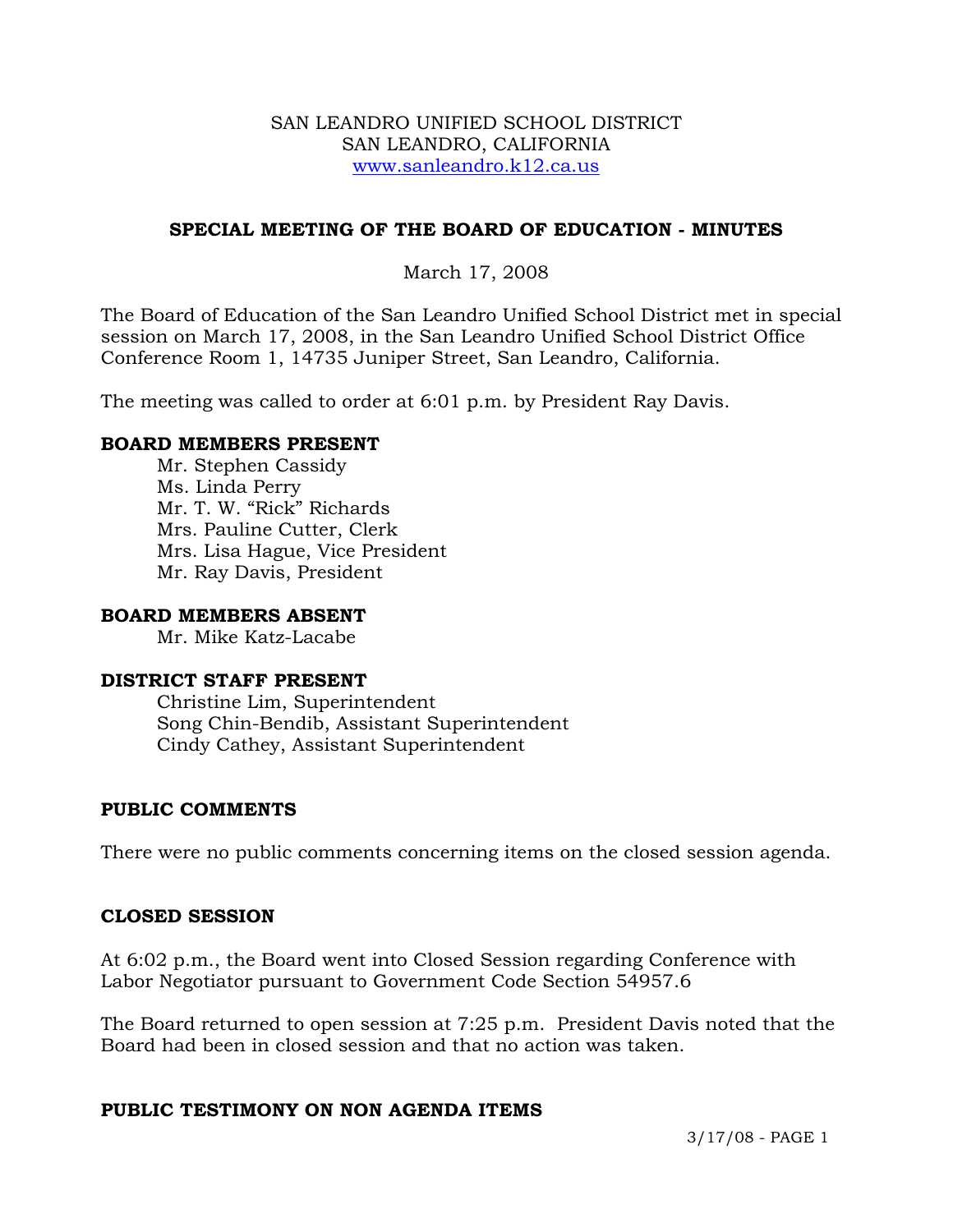SAN LEANDRO UNIFIED SCHOOL DISTRICT
SAN LEANDRO, CALIFORNIA
www.sanleandro.k12.ca.us

# SPECIAL MEETING OF THE BOARD OF EDUCATION - MINUTES

March 17, 2008

The Board of Education of the San Leandro Unified School District met in special session on March 17, 2008, in the San Leandro Unified School District Office Conference Room 1, 14735 Juniper Street, San Leandro, California.

The meeting was called to order at 6:01 p.m. by President Ray Davis.

**BOARD MEMBERS PRESENT**

Mr. Stephen Cassidy
Ms. Linda Perry
Mr. T. W. "Rick" Richards
Mrs. Pauline Cutter, Clerk
Mrs. Lisa Hague, Vice President
Mr. Ray Davis, President

**BOARD MEMBERS ABSENT**

Mr. Mike Katz-Lacabe

**DISTRICT STAFF PRESENT**

Christine Lim, Superintendent
Song Chin-Bendib, Assistant Superintendent
Cindy Cathey, Assistant Superintendent

## PUBLIC COMMENTS

There were no public comments concerning items on the closed session agenda.

## CLOSED SESSION

At 6:02 p.m., the Board went into Closed Session regarding Conference with Labor Negotiator pursuant to Government Code Section 54957.6

The Board returned to open session at 7:25 p.m. President Davis noted that the Board had been in closed session and that no action was taken.

## PUBLIC TESTIMONY ON NON AGENDA ITEMS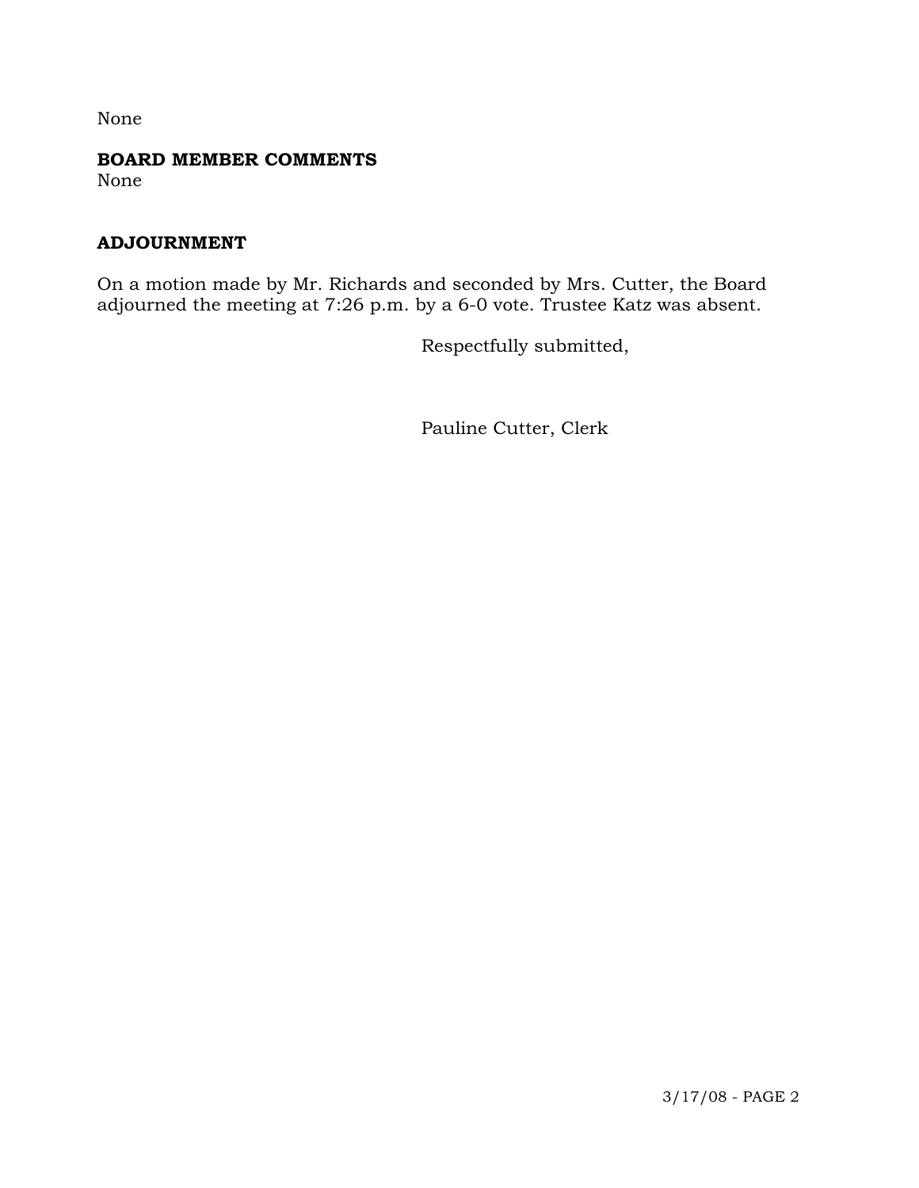None

**BOARD MEMBER COMMENTS**
None

**ADJOURNMENT**

On a motion made by Mr. Richards and seconded by Mrs. Cutter, the Board adjourned the meeting at 7:26 p.m. by a 6-0 vote. Trustee Katz was absent.

Respectfully submitted,

Pauline Cutter, Clerk